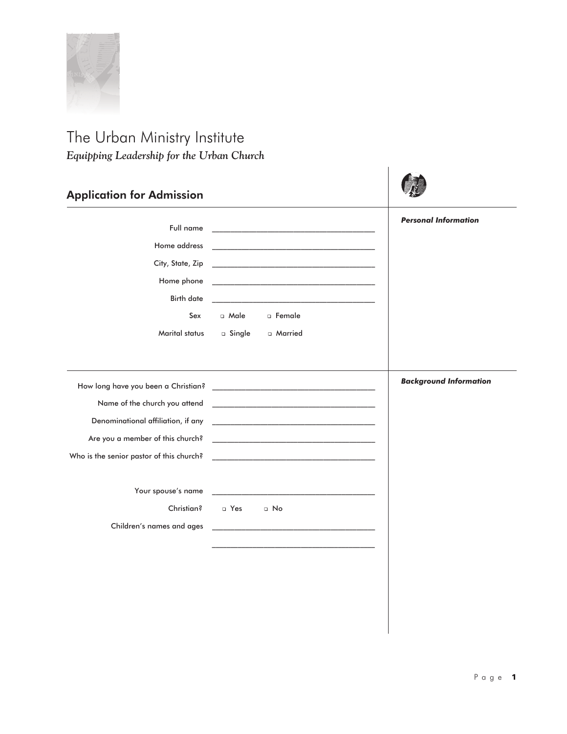# The Urban Ministry Institute

*Equipping Leadership for the Urban Church*

## Application for Admission

***Personal Information***

Full name ________________________________________

Home address ________________________________________

City, State, Zip ________________________________________

Home phone ________________________________________

Birth date ________________________________________

Sex ❑ Male ❑ Female

Marital status ❑ Single ❑ Married

***Background Information***

How long have you been a Christian? ________________________________________

Name of the church you attend ________________________________________

Denominational affiliation, if any ________________________________________

Are you a member of this church? ________________________________________

Who is the senior pastor of this church? ________________________________________

Your spouse's name ________________________________________

Christian? ❑ Yes ❑ No

Children's names and ages ________________________________________

________________________________________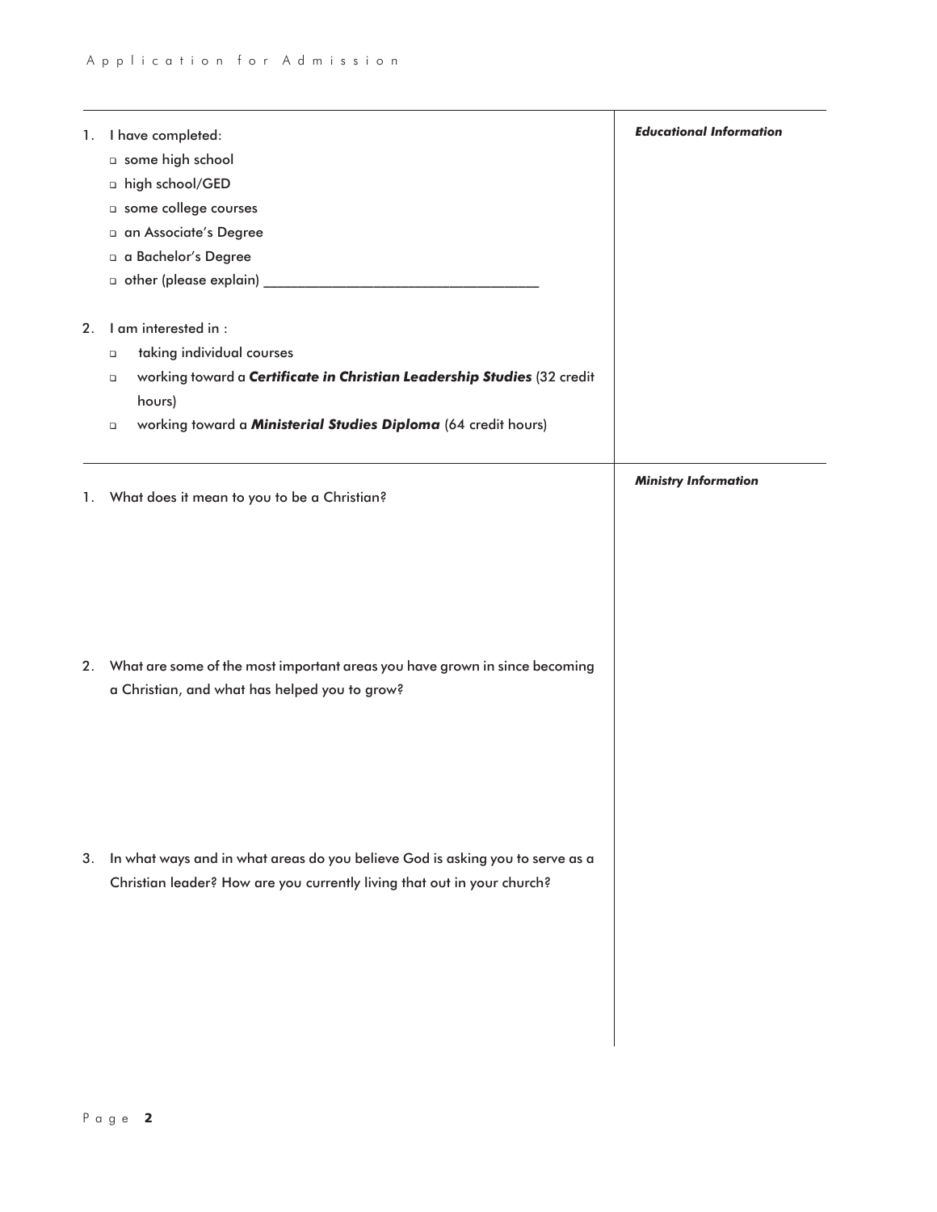## Educational Information

1. I have completed:
   - ☐ some high school
   - ☐ high school/GED
   - ☐ some college courses
   - ☐ an Associate's Degree
   - ☐ a Bachelor's Degree
   - ☐ other (please explain) ___________________________________

2. I am interested in :
   - ☐ taking individual courses
   - ☐ working toward a ***Certificate in Christian Leadership Studies*** (32 credit hours)
   - ☐ working toward a ***Ministerial Studies Diploma*** (64 credit hours)

## Ministry Information

1. What does it mean to you to be a Christian?

2. What are some of the most important areas you have grown in since becoming a Christian, and what has helped you to grow?

3. In what ways and in what areas do you believe God is asking you to serve as a Christian leader? How are you currently living that out in your church?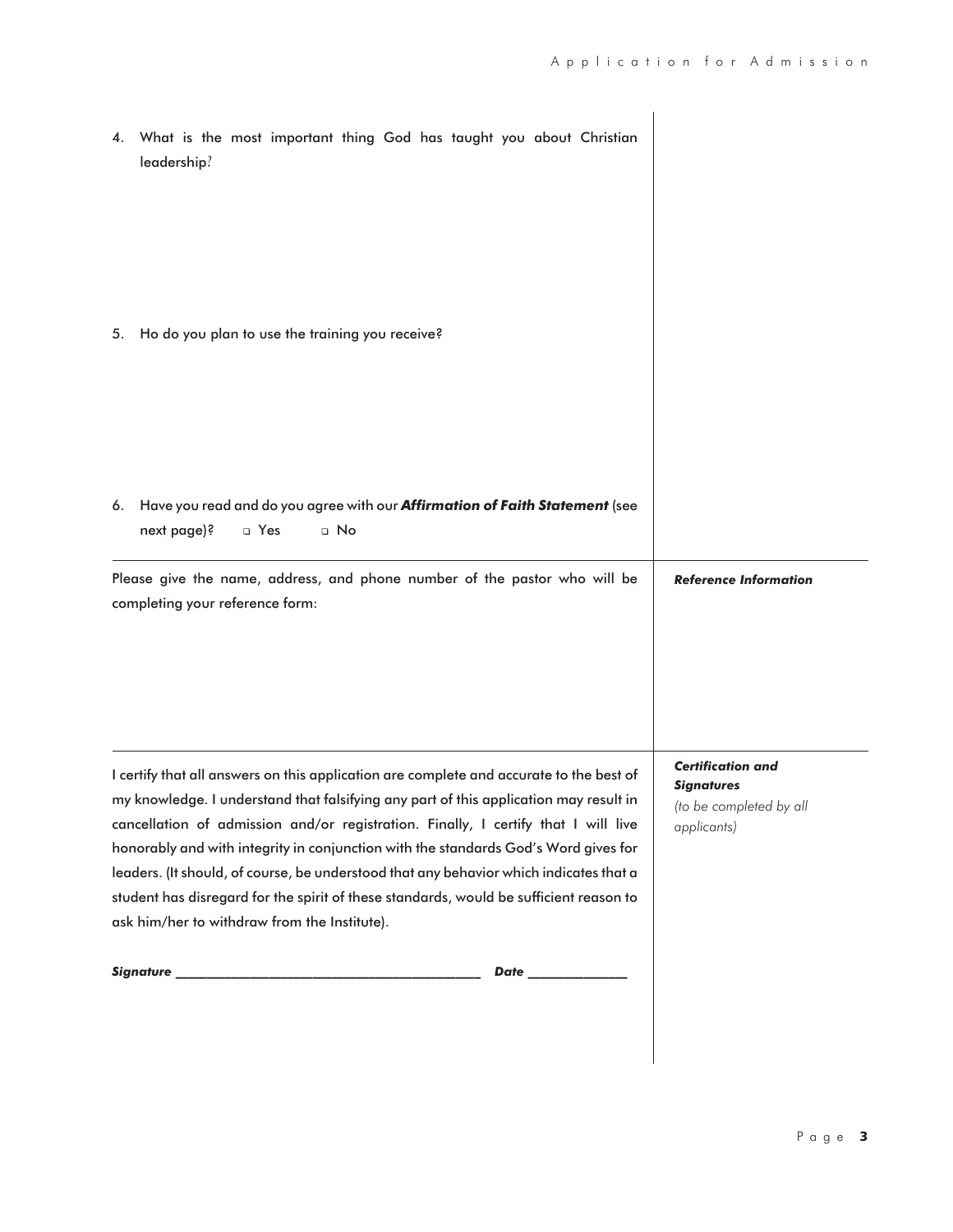4. What is the most important thing God has taught you about Christian leadership?

5. Ho do you plan to use the training you receive?

6. Have you read and do you agree with our ***Affirmation of Faith Statement*** (see next page)? ☐ Yes ☐ No

***Reference Information***

Please give the name, address, and phone number of the pastor who will be completing your reference form:

***Certification and Signatures***
*(to be completed by all applicants)*

I certify that all answers on this application are complete and accurate to the best of my knowledge. I understand that falsifying any part of this application may result in cancellation of admission and/or registration. Finally, I certify that I will live honorably and with integrity in conjunction with the standards God's Word gives for leaders. (It should, of course, be understood that any behavior which indicates that a student has disregard for the spirit of these standards, would be sufficient reason to ask him/her to withdraw from the Institute).

***Signature*** ___________________________________________ ***Date*** ______________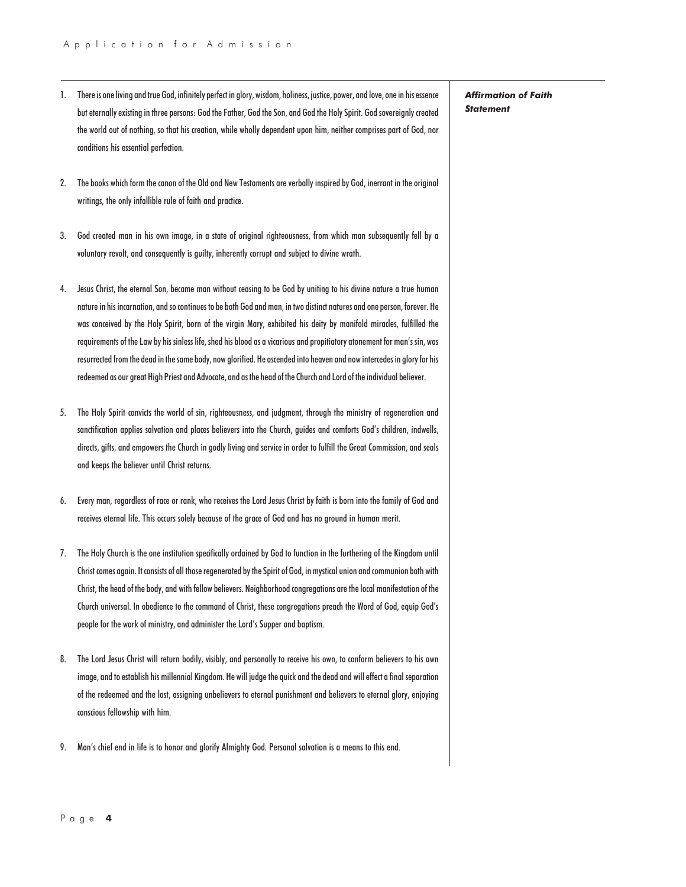## Affirmation of Faith Statement

1. There is one living and true God, infinitely perfect in glory, wisdom, holiness, justice, power, and love, one in his essence but eternally existing in three persons: God the Father, God the Son, and God the Holy Spirit. God sovereignly created the world out of nothing, so that his creation, while wholly dependent upon him, neither comprises part of God, nor conditions his essential perfection.

2. The books which form the canon of the Old and New Testaments are verbally inspired by God, inerrant in the original writings, the only infallible rule of faith and practice.

3. God created man in his own image, in a state of original righteousness, from which man subsequently fell by a voluntary revolt, and consequently is guilty, inherently corrupt and subject to divine wrath.

4. Jesus Christ, the eternal Son, became man without ceasing to be God by uniting to his divine nature a true human nature in his incarnation, and so continues to be both God and man, in two distinct natures and one person, forever. He was conceived by the Holy Spirit, born of the virgin Mary, exhibited his deity by manifold miracles, fulfilled the requirements of the Law by his sinless life, shed his blood as a vicarious and propitiatory atonement for man's sin, was resurrected from the dead in the same body, now glorified. He ascended into heaven and now intercedes in glory for his redeemed as our great High Priest and Advocate, and as the head of the Church and Lord of the individual believer.

5. The Holy Spirit convicts the world of sin, righteousness, and judgment, through the ministry of regeneration and sanctification applies salvation and places believers into the Church, guides and comforts God's children, indwells, directs, gifts, and empowers the Church in godly living and service in order to fulfill the Great Commission, and seals and keeps the believer until Christ returns.

6. Every man, regardless of race or rank, who receives the Lord Jesus Christ by faith is born into the family of God and receives eternal life. This occurs solely because of the grace of God and has no ground in human merit.

7. The Holy Church is the one institution specifically ordained by God to function in the furthering of the Kingdom until Christ comes again. It consists of all those regenerated by the Spirit of God, in mystical union and communion both with Christ, the head of the body, and with fellow believers. Neighborhood congregations are the local manifestation of the Church universal. In obedience to the command of Christ, these congregations preach the Word of God, equip God's people for the work of ministry, and administer the Lord's Supper and baptism.

8. The Lord Jesus Christ will return bodily, visibly, and personally to receive his own, to conform believers to his own image, and to establish his millennial Kingdom. He will judge the quick and the dead and will effect a final separation of the redeemed and the lost, assigning unbelievers to eternal punishment and believers to eternal glory, enjoying conscious fellowship with him.

9. Man's chief end in life is to honor and glorify Almighty God. Personal salvation is a means to this end.